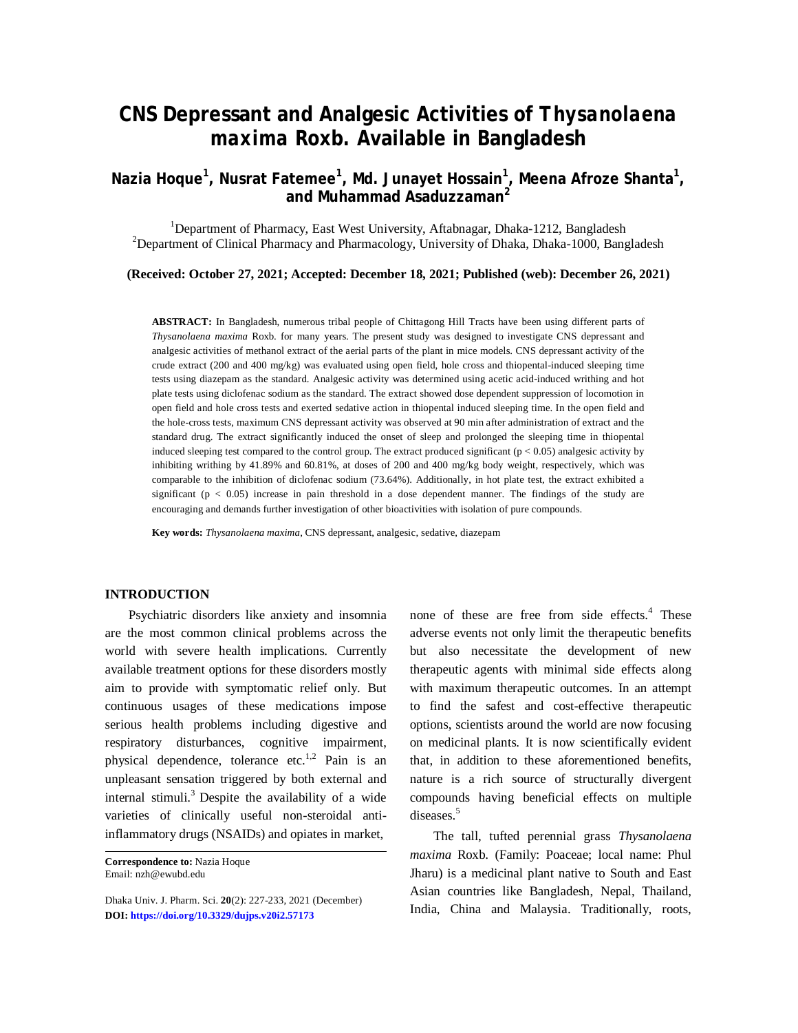# CNS Depressant and Analgesic Activities of *Thysanolaena maxima* Roxb. Available in Bangladesh

**Nazia Hoque[1], Nusrat Fatemee[1], Md. Junayet Hossain[1], Meena Afroze Shanta[1], and Muhammad Asaduzzaman[2]**

[1]Department of Pharmacy, East West University, Aftabnagar, Dhaka-1212, Bangladesh
[2]Department of Clinical Pharmacy and Pharmacology, University of Dhaka, Dhaka-1000, Bangladesh

**(Received: October 27, 2021; Accepted: December 18, 2021; Published (web): December 26, 2021)**

**ABSTRACT:** In Bangladesh, numerous tribal people of Chittagong Hill Tracts have been using different parts of *Thysanolaena maxima* Roxb. for many years. The present study was designed to investigate CNS depressant and analgesic activities of methanol extract of the aerial parts of the plant in mice models. CNS depressant activity of the crude extract (200 and 400 mg/kg) was evaluated using open field, hole cross and thiopental-induced sleeping time tests using diazepam as the standard. Analgesic activity was determined using acetic acid-induced writhing and hot plate tests using diclofenac sodium as the standard. The extract showed dose dependent suppression of locomotion in open field and hole cross tests and exerted sedative action in thiopental induced sleeping time. In the open field and the hole-cross tests, maximum CNS depressant activity was observed at 90 min after administration of extract and the standard drug. The extract significantly induced the onset of sleep and prolonged the sleeping time in thiopental induced sleeping test compared to the control group. The extract produced significant ($p < 0.05$) analgesic activity by inhibiting writhing by 41.89% and 60.81%, at doses of 200 and 400 mg/kg body weight, respectively, which was comparable to the inhibition of diclofenac sodium (73.64%). Additionally, in hot plate test, the extract exhibited a significant ($p < 0.05$) increase in pain threshold in a dose dependent manner. The findings of the study are encouraging and demands further investigation of other bioactivities with isolation of pure compounds.

**Key words:** *Thysanolaena maxima*, CNS depressant, analgesic, sedative, diazepam

## INTRODUCTION

Psychiatric disorders like anxiety and insomnia are the most common clinical problems across the world with severe health implications. Currently available treatment options for these disorders mostly aim to provide with symptomatic relief only. But continuous usages of these medications impose serious health problems including digestive and respiratory disturbances, cognitive impairment, physical dependence, tolerance etc.[1,2] Pain is an unpleasant sensation triggered by both external and internal stimuli.[3] Despite the availability of a wide varieties of clinically useful non-steroidal anti-inflammatory drugs (NSAIDs) and opiates in market, none of these are free from side effects.[4] These adverse events not only limit the therapeutic benefits but also necessitate the development of new therapeutic agents with minimal side effects along with maximum therapeutic outcomes. In an attempt to find the safest and cost-effective therapeutic options, scientists around the world are now focusing on medicinal plants. It is now scientifically evident that, in addition to these aforementioned benefits, nature is a rich source of structurally divergent compounds having beneficial effects on multiple diseases.[5]

The tall, tufted perennial grass *Thysanolaena maxima* Roxb. (Family: Poaceae; local name: Phul Jharu) is a medicinal plant native to South and East Asian countries like Bangladesh, Nepal, Thailand, India, China and Malaysia. Traditionally, roots,

**Correspondence to:** Nazia Hoque
Email: nzh@ewubd.edu

Dhaka Univ. J. Pharm. Sci. **20**(2): 227-233, 2021 (December)
**DOI: https://doi.org/10.3329/dujps.v20i2.57173**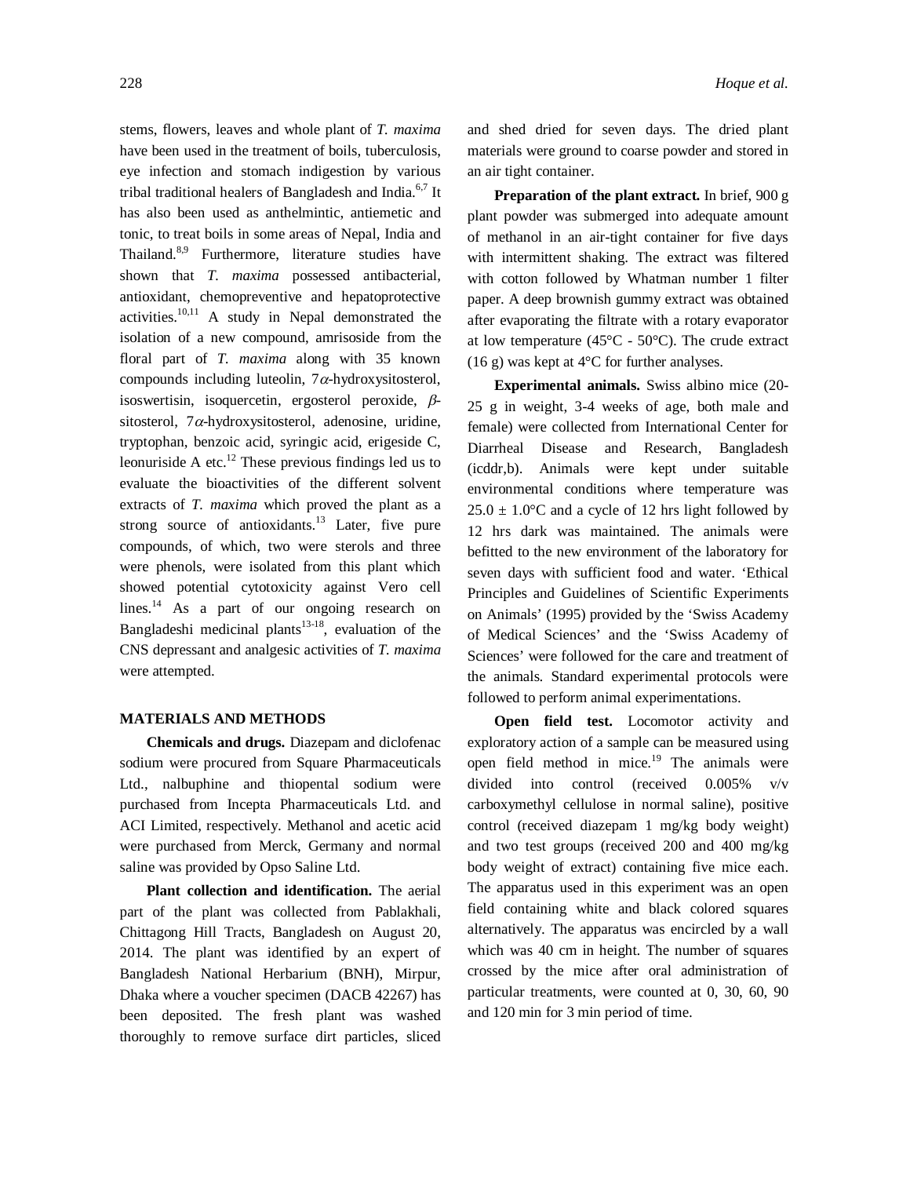stems, flowers, leaves and whole plant of *T. maxima* have been used in the treatment of boils, tuberculosis, eye infection and stomach indigestion by various tribal traditional healers of Bangladesh and India.[6,7] It has also been used as anthelmintic, antiemetic and tonic, to treat boils in some areas of Nepal, India and Thailand.[8,9] Furthermore, literature studies have shown that *T. maxima* possessed antibacterial, antioxidant, chemopreventive and hepatoprotective activities.[10,11] A study in Nepal demonstrated the isolation of a new compound, amrisoside from the floral part of *T. maxima* along with 35 known compounds including luteolin, 7$\alpha$-hydroxysitosterol, isoswertisin, isoquercetin, ergosterol peroxide, $\beta$-sitosterol, 7$\alpha$-hydroxysitosterol, adenosine, uridine, tryptophan, benzoic acid, syringic acid, erigeside C, leonuriside A etc.[12] These previous findings led us to evaluate the bioactivities of the different solvent extracts of *T. maxima* which proved the plant as a strong source of antioxidants.[13] Later, five pure compounds, of which, two were sterols and three were phenols, were isolated from this plant which showed potential cytotoxicity against Vero cell lines.[14] As a part of our ongoing research on Bangladeshi medicinal plants[13-18], evaluation of the CNS depressant and analgesic activities of *T. maxima* were attempted.

## MATERIALS AND METHODS

**Chemicals and drugs.** Diazepam and diclofenac sodium were procured from Square Pharmaceuticals Ltd., nalbuphine and thiopental sodium were purchased from Incepta Pharmaceuticals Ltd. and ACI Limited, respectively. Methanol and acetic acid were purchased from Merck, Germany and normal saline was provided by Opso Saline Ltd.

**Plant collection and identification.** The aerial part of the plant was collected from Pablakhali, Chittagong Hill Tracts, Bangladesh on August 20, 2014. The plant was identified by an expert of Bangladesh National Herbarium (BNH), Mirpur, Dhaka where a voucher specimen (DACB 42267) has been deposited. The fresh plant was washed thoroughly to remove surface dirt particles, sliced and shed dried for seven days. The dried plant materials were ground to coarse powder and stored in an air tight container.

**Preparation of the plant extract.** In brief, 900 g plant powder was submerged into adequate amount of methanol in an air-tight container for five days with intermittent shaking. The extract was filtered with cotton followed by Whatman number 1 filter paper. A deep brownish gummy extract was obtained after evaporating the filtrate with a rotary evaporator at low temperature (45°C - 50°C). The crude extract (16 g) was kept at 4°C for further analyses.

**Experimental animals.** Swiss albino mice (20-25 g in weight, 3-4 weeks of age, both male and female) were collected from International Center for Diarrheal Disease and Research, Bangladesh (icddr,b). Animals were kept under suitable environmental conditions where temperature was $25.0 \pm 1.0$°C and a cycle of 12 hrs light followed by 12 hrs dark was maintained. The animals were befitted to the new environment of the laboratory for seven days with sufficient food and water. 'Ethical Principles and Guidelines of Scientific Experiments on Animals' (1995) provided by the 'Swiss Academy of Medical Sciences' and the 'Swiss Academy of Sciences' were followed for the care and treatment of the animals. Standard experimental protocols were followed to perform animal experimentations.

**Open field test.** Locomotor activity and exploratory action of a sample can be measured using open field method in mice.[19] The animals were divided into control (received 0.005% v/v carboxymethyl cellulose in normal saline), positive control (received diazepam 1 mg/kg body weight) and two test groups (received 200 and 400 mg/kg body weight of extract) containing five mice each. The apparatus used in this experiment was an open field containing white and black colored squares alternatively. The apparatus was encircled by a wall which was 40 cm in height. The number of squares crossed by the mice after oral administration of particular treatments, were counted at 0, 30, 60, 90 and 120 min for 3 min period of time.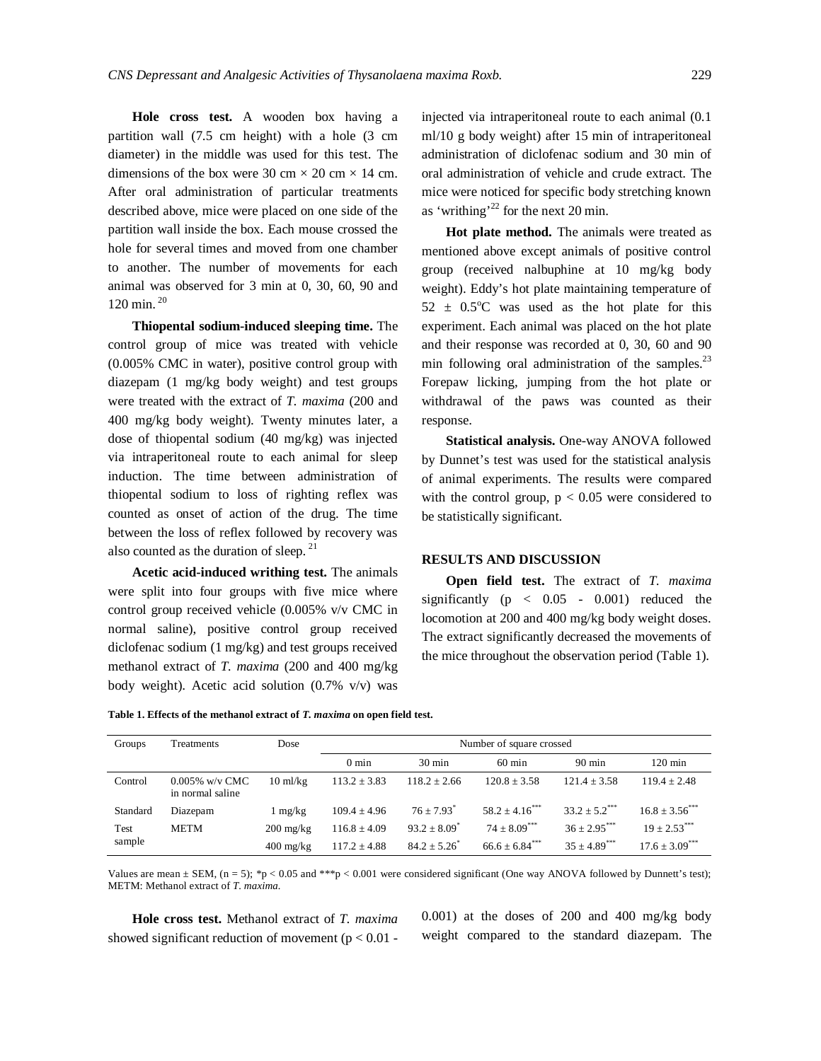**Hole cross test.** A wooden box having a partition wall (7.5 cm height) with a hole (3 cm diameter) in the middle was used for this test. The dimensions of the box were 30 cm × 20 cm × 14 cm. After oral administration of particular treatments described above, mice were placed on one side of the partition wall inside the box. Each mouse crossed the hole for several times and moved from one chamber to another. The number of movements for each animal was observed for 3 min at 0, 30, 60, 90 and 120 min.[20]

**Thiopental sodium-induced sleeping time.** The control group of mice was treated with vehicle (0.005% CMC in water), positive control group with diazepam (1 mg/kg body weight) and test groups were treated with the extract of *T. maxima* (200 and 400 mg/kg body weight). Twenty minutes later, a dose of thiopental sodium (40 mg/kg) was injected via intraperitoneal route to each animal for sleep induction. The time between administration of thiopental sodium to loss of righting reflex was counted as onset of action of the drug. The time between the loss of reflex followed by recovery was also counted as the duration of sleep.[21]

**Acetic acid-induced writhing test.** The animals were split into four groups with five mice where control group received vehicle (0.005% v/v CMC in normal saline), positive control group received diclofenac sodium (1 mg/kg) and test groups received methanol extract of *T. maxima* (200 and 400 mg/kg body weight). Acetic acid solution (0.7% v/v) was injected via intraperitoneal route to each animal (0.1 ml/10 g body weight) after 15 min of intraperitoneal administration of diclofenac sodium and 30 min of oral administration of vehicle and crude extract. The mice were noticed for specific body stretching known as 'writhing'[22] for the next 20 min.

**Hot plate method.** The animals were treated as mentioned above except animals of positive control group (received nalbuphine at 10 mg/kg body weight). Eddy's hot plate maintaining temperature of 52 ± 0.5°C was used as the hot plate for this experiment. Each animal was placed on the hot plate and their response was recorded at 0, 30, 60 and 90 min following oral administration of the samples.[23] Forepaw licking, jumping from the hot plate or withdrawal of the paws was counted as their response.

**Statistical analysis.** One-way ANOVA followed by Dunnet's test was used for the statistical analysis of animal experiments. The results were compared with the control group, $p < 0.05$ were considered to be statistically significant.

## RESULTS AND DISCUSSION

**Open field test.** The extract of *T. maxima* significantly ($p < 0.05 - 0.001$) reduced the locomotion at 200 and 400 mg/kg body weight doses. The extract significantly decreased the movements of the mice throughout the observation period (Table 1).

**Table 1. Effects of the methanol extract of *T. maxima* on open field test.**

| Groups | Treatments | Dose | Number of square crossed | | | | |
|---|---|---|---|---|---|---|---|
| | | | 0 min | 30 min | 60 min | 90 min | 120 min |
| Control | 0.005% w/v CMC in normal saline | 10 ml/kg | 113.2 ± 3.83 | 118.2 ± 2.66 | 120.8 ± 3.58 | 121.4 ± 3.58 | 119.4 ± 2.48 |
| Standard | Diazepam | 1 mg/kg | 109.4 ± 4.96 | 76 ± 7.93* | 58.2 ± 4.16*** | 33.2 ± 5.2*** | 16.8 ± 3.56*** |
| Test sample | METM | 200 mg/kg | 116.8 ± 4.09 | 93.2 ± 8.09* | 74 ± 8.09*** | 36 ± 2.95*** | 19 ± 2.53*** |
| | | 400 mg/kg | 117.2 ± 4.88 | 84.2 ± 5.26* | 66.6 ± 6.84*** | 35 ± 4.89*** | 17.6 ± 3.09*** |

Values are mean ± SEM, (n = 5); *$p < 0.05$ and ***$p < 0.001$ were considered significant (One way ANOVA followed by Dunnett's test); METM: Methanol extract of *T. maxima*.

**Hole cross test.** Methanol extract of *T. maxima* showed significant reduction of movement ($p < 0.01 - 0.001$) at the doses of 200 and 400 mg/kg body weight compared to the standard diazepam. The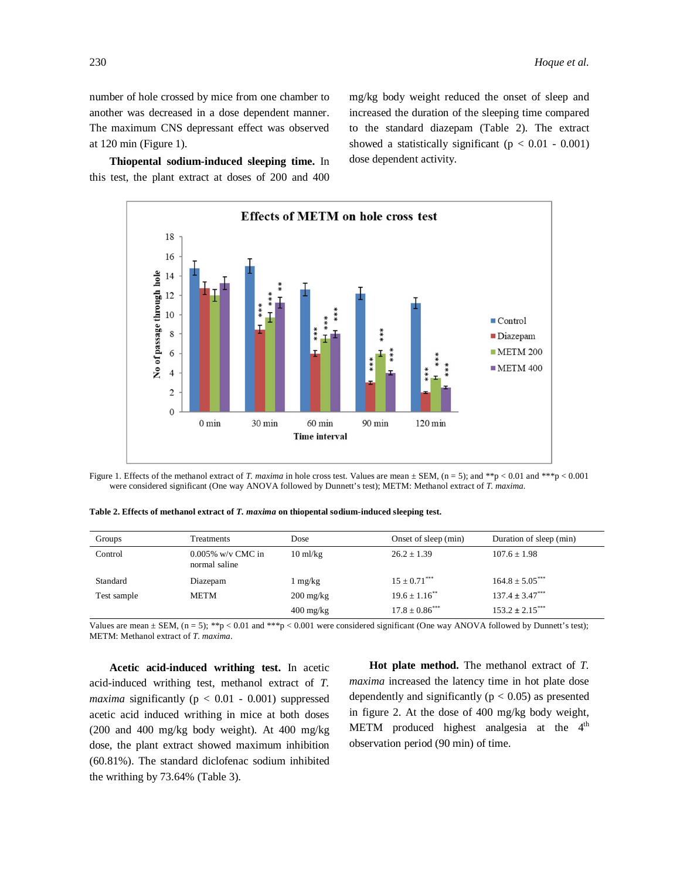number of hole crossed by mice from one chamber to another was decreased in a dose dependent manner. The maximum CNS depressant effect was observed at 120 min (Figure 1).

**Thiopental sodium-induced sleeping time.** In this test, the plant extract at doses of 200 and 400 mg/kg body weight reduced the onset of sleep and increased the duration of the sleeping time compared to the standard diazepam (Table 2). The extract showed a statistically significant ($p < 0.01 - 0.001$) dose dependent activity.

Figure 1. Effects of the methanol extract of *T. maxima* in hole cross test. Values are mean ± SEM, (n = 5); and **p < 0.01 and ***p < 0.001 were considered significant (One way ANOVA followed by Dunnett's test); METM: Methanol extract of *T. maxima*.

**Table 2. Effects of methanol extract of *T. maxima* on thiopental sodium-induced sleeping test.**

| Groups | Treatments | Dose | Onset of sleep (min) | Duration of sleep (min) |
|---|---|---|---|---|
| Control | 0.005% w/v CMC in normal saline | 10 ml/kg | 26.2 ± 1.39 | 107.6 ± 1.98 |
| Standard | Diazepam | 1 mg/kg | 15 ± 0.71*** | 164.8 ± 5.05*** |
| Test sample | METM | 200 mg/kg | 19.6 ± 1.16** | 137.4 ± 3.47*** |
| | | 400 mg/kg | 17.8 ± 0.86*** | 153.2 ± 2.15*** |

Values are mean ± SEM, (n = 5); **p < 0.01 and ***p < 0.001 were considered significant (One way ANOVA followed by Dunnett's test); METM: Methanol extract of *T. maxima*.

**Acetic acid-induced writhing test.** In acetic acid-induced writhing test, methanol extract of *T. maxima* significantly ($p < 0.01 - 0.001$) suppressed acetic acid induced writhing in mice at both doses (200 and 400 mg/kg body weight). At 400 mg/kg dose, the plant extract showed maximum inhibition (60.81%). The standard diclofenac sodium inhibited the writhing by 73.64% (Table 3).

**Hot plate method.** The methanol extract of *T. maxima* increased the latency time in hot plate dose dependently and significantly ($p < 0.05$) as presented in figure 2. At the dose of 400 mg/kg body weight, METM produced highest analgesia at the $4^{th}$ observation period (90 min) of time.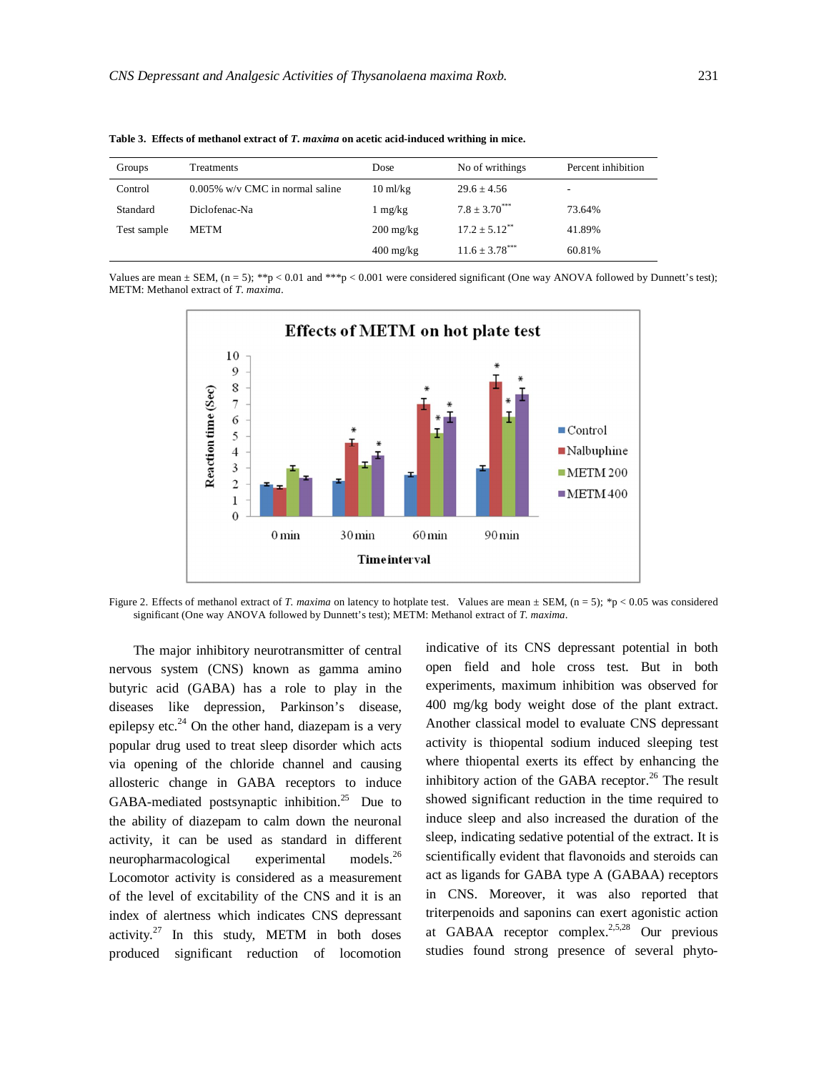**Table 3. Effects of methanol extract of *T. maxima* on acetic acid-induced writhing in mice.**

| Groups | Treatments | Dose | No of writhings | Percent inhibition |
|---|---|---|---|---|
| Control | 0.005% w/v CMC in normal saline | 10 ml/kg | 29.6 ± 4.56 | - |
| Standard | Diclofenac-Na | 1 mg/kg | 7.8 ± 3.70*** | 73.64% |
| Test sample | METM | 200 mg/kg | 17.2 ± 5.12** | 41.89% |
| | | 400 mg/kg | 11.6 ± 3.78*** | 60.81% |

Values are mean ± SEM, (n = 5); **p < 0.01 and ***p < 0.001 were considered significant (One way ANOVA followed by Dunnett's test); METM: Methanol extract of *T. maxima*.

Figure 2. Effects of methanol extract of *T. maxima* on latency to hotplate test. Values are mean ± SEM, (n = 5); *p < 0.05 was considered significant (One way ANOVA followed by Dunnett's test); METM: Methanol extract of *T. maxima*.

The major inhibitory neurotransmitter of central nervous system (CNS) known as gamma amino butyric acid (GABA) has a role to play in the diseases like depression, Parkinson's disease, epilepsy etc.[24] On the other hand, diazepam is a very popular drug used to treat sleep disorder which acts via opening of the chloride channel and causing allosteric change in GABA receptors to induce GABA-mediated postsynaptic inhibition.[25] Due to the ability of diazepam to calm down the neuronal activity, it can be used as standard in different neuropharmacological experimental models.[26] Locomotor activity is considered as a measurement of the level of excitability of the CNS and it is an index of alertness which indicates CNS depressant activity.[27] In this study, METM in both doses produced significant reduction of locomotion indicative of its CNS depressant potential in both open field and hole cross test. But in both experiments, maximum inhibition was observed for 400 mg/kg body weight dose of the plant extract. Another classical model to evaluate CNS depressant activity is thiopental sodium induced sleeping test where thiopental exerts its effect by enhancing the inhibitory action of the GABA receptor.[26] The result showed significant reduction in the time required to induce sleep and also increased the duration of the sleep, indicating sedative potential of the extract. It is scientifically evident that flavonoids and steroids can act as ligands for GABA type A (GABAA) receptors in CNS. Moreover, it was also reported that triterpenoids and saponins can exert agonistic action at GABAA receptor complex.[2,5,28] Our previous studies found strong presence of several phyto-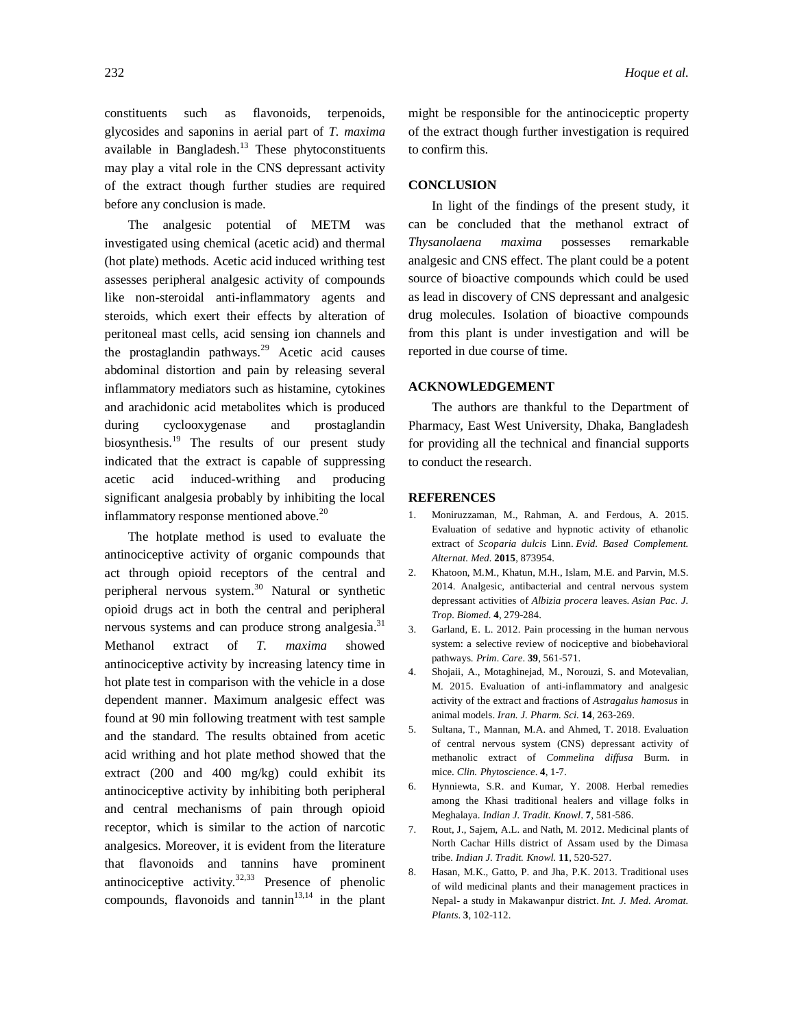constituents such as flavonoids, terpenoids, glycosides and saponins in aerial part of *T. maxima* available in Bangladesh.[13] These phytoconstituents may play a vital role in the CNS depressant activity of the extract though further studies are required before any conclusion is made.

The analgesic potential of METM was investigated using chemical (acetic acid) and thermal (hot plate) methods. Acetic acid induced writhing test assesses peripheral analgesic activity of compounds like non-steroidal anti-inflammatory agents and steroids, which exert their effects by alteration of peritoneal mast cells, acid sensing ion channels and the prostaglandin pathways.[29] Acetic acid causes abdominal distortion and pain by releasing several inflammatory mediators such as histamine, cytokines and arachidonic acid metabolites which is produced during cyclooxygenase and prostaglandin biosynthesis.[19] The results of our present study indicated that the extract is capable of suppressing acetic acid induced-writhing and producing significant analgesia probably by inhibiting the local inflammatory response mentioned above.[20]

The hotplate method is used to evaluate the antinociceptive activity of organic compounds that act through opioid receptors of the central and peripheral nervous system.[30] Natural or synthetic opioid drugs act in both the central and peripheral nervous systems and can produce strong analgesia.[31] Methanol extract of *T. maxima* showed antinociceptive activity by increasing latency time in hot plate test in comparison with the vehicle in a dose dependent manner. Maximum analgesic effect was found at 90 min following treatment with test sample and the standard. The results obtained from acetic acid writhing and hot plate method showed that the extract (200 and 400 mg/kg) could exhibit its antinociceptive activity by inhibiting both peripheral and central mechanisms of pain through opioid receptor, which is similar to the action of narcotic analgesics. Moreover, it is evident from the literature that flavonoids and tannins have prominent antinociceptive activity.[32,33] Presence of phenolic compounds, flavonoids and tannin[13,14] in the plant might be responsible for the antinociceptive property of the extract though further investigation is required to confirm this.

## CONCLUSION

In light of the findings of the present study, it can be concluded that the methanol extract of *Thysanolaena maxima* possesses remarkable analgesic and CNS effect. The plant could be a potent source of bioactive compounds which could be used as lead in discovery of CNS depressant and analgesic drug molecules. Isolation of bioactive compounds from this plant is under investigation and will be reported in due course of time.

## ACKNOWLEDGEMENT

The authors are thankful to the Department of Pharmacy, East West University, Dhaka, Bangladesh for providing all the technical and financial supports to conduct the research.

## REFERENCES

1. Moniruzzaman, M., Rahman, A. and Ferdous, A. 2015. Evaluation of sedative and hypnotic activity of ethanolic extract of *Scoparia dulcis* Linn. *Evid. Based Complement. Alternat. Med.* **2015**, 873954.
2. Khatoon, M.M., Khatun, M.H., Islam, M.E. and Parvin, M.S. 2014. Analgesic, antibacterial and central nervous system depressant activities of *Albizia procera* leaves. *Asian Pac. J. Trop. Biomed.* **4**, 279-284.
3. Garland, E. L. 2012. Pain processing in the human nervous system: a selective review of nociceptive and biobehavioral pathways. *Prim. Care.* **39**, 561-571.
4. Shojaii, A., Motaghinejad, M., Norouzi, S. and Motevalian, M. 2015. Evaluation of anti-inflammatory and analgesic activity of the extract and fractions of *Astragalus hamosus* in animal models. *Iran. J. Pharm. Sci.* **14**, 263-269.
5. Sultana, T., Mannan, M.A. and Ahmed, T. 2018. Evaluation of central nervous system (CNS) depressant activity of methanolic extract of *Commelina diffusa* Burm. in mice. *Clin. Phytoscience.* **4**, 1-7.
6. Hynniewta, S.R. and Kumar, Y. 2008. Herbal remedies among the Khasi traditional healers and village folks in Meghalaya. *Indian J. Tradit. Knowl.* **7**, 581-586.
7. Rout, J., Sajem, A.L. and Nath, M. 2012. Medicinal plants of North Cachar Hills district of Assam used by the Dimasa tribe. *Indian J. Tradit. Knowl.* **11**, 520-527.
8. Hasan, M.K., Gatto, P. and Jha, P.K. 2013. Traditional uses of wild medicinal plants and their management practices in Nepal- a study in Makawanpur district. *Int. J. Med. Aromat. Plants.* **3**, 102-112.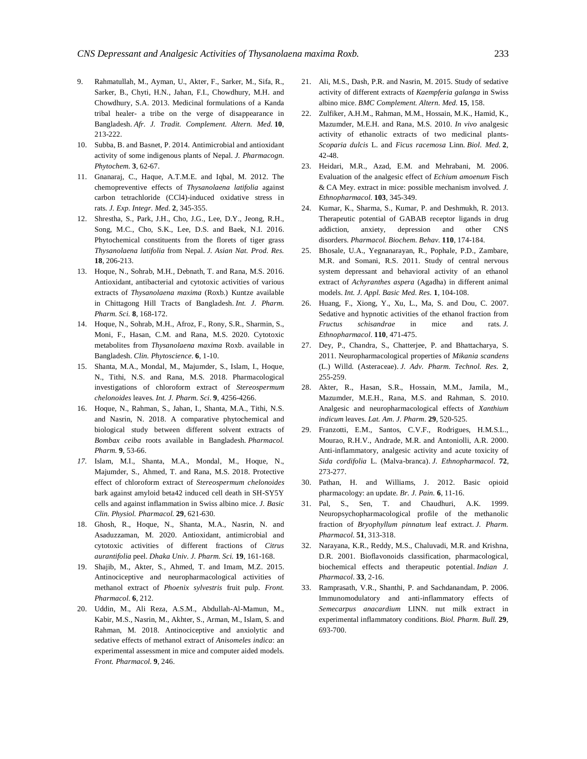9. Rahmatullah, M., Ayman, U., Akter, F., Sarker, M., Sifa, R., Sarker, B., Chyti, H.N., Jahan, F.I., Chowdhury, M.H. and Chowdhury, S.A. 2013. Medicinal formulations of a Kanda tribal healer- a tribe on the verge of disappearance in Bangladesh. *Afr. J. Tradit. Complement. Altern. Med.* **10**, 213-222.
10. Subba, B. and Basnet, P. 2014. Antimicrobial and antioxidant activity of some indigenous plants of Nepal. *J. Pharmacogn. Phytochem.* **3**, 62-67.
11. Gnanaraj, C., Haque, A.T.M.E. and Iqbal, M. 2012. The chemopreventive effects of *Thysanolaena latifolia* against carbon tetrachloride (CCl4)-induced oxidative stress in rats. *J. Exp. Integr. Med.* **2**, 345-355.
12. Shrestha, S., Park, J.H., Cho, J.G., Lee, D.Y., Jeong, R.H., Song, M.C., Cho, S.K., Lee, D.S. and Baek, N.I. 2016. Phytochemical constituents from the florets of tiger grass *Thysanolaena latifolia* from Nepal. *J. Asian Nat. Prod. Res.* **18**, 206-213.
13. Hoque, N., Sohrab, M.H., Debnath, T. and Rana, M.S. 2016. Antioxidant, antibacterial and cytotoxic activities of various extracts of *Thysanolaena maxima* (Roxb.) Kuntze available in Chittagong Hill Tracts of Bangladesh. *Int. J. Pharm. Pharm. Sci.* **8**, 168-172.
14. Hoque, N., Sohrab, M.H., Afroz, F., Rony, S.R., Sharmin, S., Moni, F., Hasan, C.M. and Rana, M.S. 2020. Cytotoxic metabolites from *Thysanolaena maxima* Roxb. available in Bangladesh. *Clin. Phytoscience*. **6**, 1-10.
15. Shanta, M.A., Mondal, M., Majumder, S., Islam, I., Hoque, N., Tithi, N.S. and Rana, M.S. 2018. Pharmacological investigations of chloroform extract of *Stereospermum chelonoides* leaves. *Int. J. Pharm. Sci*. **9**, 4256-4266.
16. Hoque, N., Rahman, S., Jahan, I., Shanta, M.A., Tithi, N.S. and Nasrin, N. 2018. A comparative phytochemical and biological study between different solvent extracts of *Bombax ceiba* roots available in Bangladesh. *Pharmacol. Pharm.* **9**, 53-66.
17. Islam, M.I., Shanta, M.A., Mondal, M., Hoque, N., Majumder, S., Ahmed, T. and Rana, M.S. 2018. Protective effect of chloroform extract of *Stereospermum chelonoides* bark against amyloid beta42 induced cell death in SH-SY5Y cells and against inflammation in Swiss albino mice. *J. Basic Clin. Physiol. Pharmacol.* **29**, 621-630.
18. Ghosh, R., Hoque, N., Shanta, M.A., Nasrin, N. and Asaduzzaman, M. 2020. Antioxidant, antimicrobial and cytotoxic activities of different fractions of *Citrus aurantifolia* peel. *Dhaka Univ. J. Pharm. Sci.* **19**, 161-168.
19. Shajib, M., Akter, S., Ahmed, T. and Imam, M.Z. 2015. Antinociceptive and neuropharmacological activities of methanol extract of *Phoenix sylvestris* fruit pulp. *Front. Pharmacol.* **6**, 212.
20. Uddin, M., Ali Reza, A.S.M., Abdullah-Al-Mamun, M., Kabir, M.S., Nasrin, M., Akhter, S., Arman, M., Islam, S. and Rahman, M. 2018. Antinociceptive and anxiolytic and sedative effects of methanol extract of *Anisomeles indica*: an experimental assessment in mice and computer aided models. *Front. Pharmacol.* **9**, 246.
21. Ali, M.S., Dash, P.R. and Nasrin, M. 2015. Study of sedative activity of different extracts of *Kaempferia galanga* in Swiss albino mice. *BMC Complement. Altern. Med.* **15**, 158.
22. Zulfiker, A.H.M., Rahman, M.M., Hossain, M.K., Hamid, K., Mazumder, M.E.H. and Rana, M.S. 2010. *In vivo* analgesic activity of ethanolic extracts of two medicinal plants-*Scoparia dulcis* L. and *Ficus racemosa* Linn. *Biol. Med.* **2**, 42-48.
23. Heidari, M.R., Azad, E.M. and Mehrabani, M. 2006. Evaluation of the analgesic effect of *Echium amoenum* Fisch & CA Mey. extract in mice: possible mechanism involved. *J. Ethnopharmacol.* **103**, 345-349.
24. Kumar, K., Sharma, S., Kumar, P. and Deshmukh, R. 2013. Therapeutic potential of GABAB receptor ligands in drug addiction, anxiety, depression and other CNS disorders. *Pharmacol. Biochem. Behav.* **110**, 174-184.
25. Bhosale, U.A., Yegnanarayan, R., Pophale, P.D., Zambare, M.R. and Somani, R.S. 2011. Study of central nervous system depressant and behavioral activity of an ethanol extract of *Achyranthes aspera* (Agadha) in different animal models. *Int. J. Appl. Basic Med. Res.* **1**, 104-108.
26. Huang, F., Xiong, Y., Xu, L., Ma, S. and Dou, C. 2007. Sedative and hypnotic activities of the ethanol fraction from *Fructus schisandrae* in mice and rats. *J. Ethnopharmacol*. **110**, 471-475.
27. Dey, P., Chandra, S., Chatterjee, P. and Bhattacharya, S. 2011. Neuropharmacological properties of *Mikania scandens* (L.) Willd. (Asteraceae). *J. Adv. Pharm. Technol. Res.* **2**, 255-259.
28. Akter, R., Hasan, S.R., Hossain, M.M., Jamila, M., Mazumder, M.E.H., Rana, M.S. and Rahman, S. 2010. Analgesic and neuropharmacological effects of *Xanthium indicum* leaves. *Lat. Am. J. Pharm.* **29**, 520-525.
29. Franzotti, E.M., Santos, C.V.F., Rodrigues, H.M.S.L., Mourao, R.H.V., Andrade, M.R. and Antoniolli, A.R. 2000. Anti-inflammatory, analgesic activity and acute toxicity of *Sida cordifolia* L. (Malva-branca). *J. Ethnopharmacol*. **72**, 273-277.
30. Pathan, H. and Williams, J. 2012. Basic opioid pharmacology: an update. *Br. J. Pain.* **6**, 11-16.
31. Pal, S., Sen, T. and Chaudhuri, A.K. 1999. Neuropsychopharmacological profile of the methanolic fraction of *Bryophyllum pinnatum* leaf extract. *J. Pharm. Pharmacol.* **51**, 313-318.
32. Narayana, K.R., Reddy, M.S., Chaluvadi, M.R. and Krishna, D.R. 2001. Bioflavonoids classification, pharmacological, biochemical effects and therapeutic potential. *Indian J. Pharmacol*. **33**, 2-16.
33. Ramprasath, V.R., Shanthi, P. and Sachdanandam, P. 2006. Immunomodulatory and anti-inflammatory effects of *Semecarpus anacardium* LINN. nut milk extract in experimental inflammatory conditions. *Biol. Pharm. Bull.* **29**, 693-700.